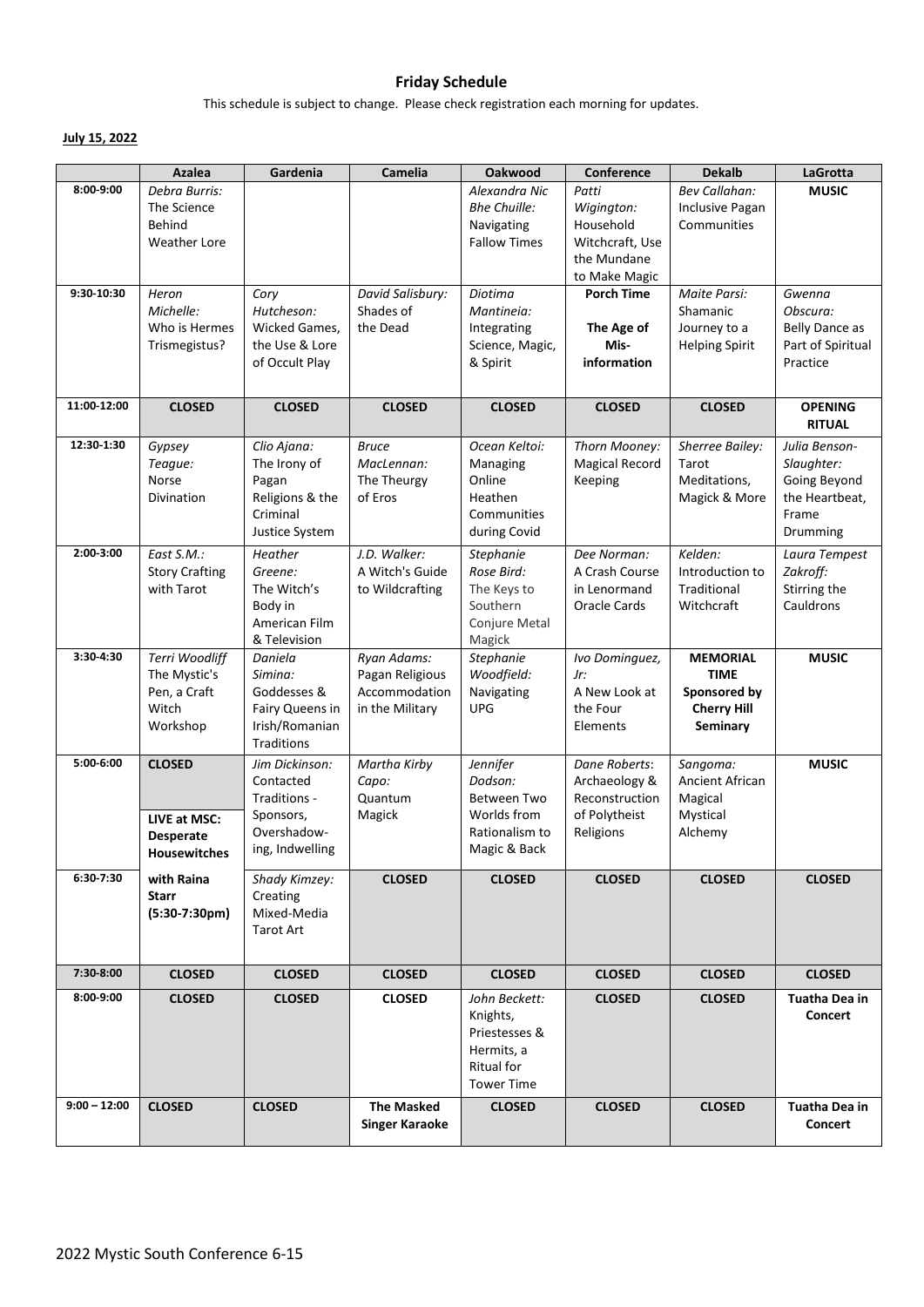## Friday Schedule

This schedule is subject to change. Please check registration each morning for updates.

**July 15, 2022**

| | Azalea | Gardenia | Camelia | Oakwood | Conference | Dekalb | LaGrotta |
|---|---|---|---|---|---|---|---|
| **8:00-9:00** | *Debra Burris:* The Science Behind Weather Lore | | | *Alexandra Nic Bhe Chuille:* Navigating Fallow Times | *Patti Wigington:* Household Witchcraft, Use the Mundane to Make Magic | *Bev Callahan:* Inclusive Pagan Communities | **MUSIC** |
| **9:30-10:30** | *Heron Michelle:* Who is Hermes Trismegistus? | *Cory Hutcheson:* Wicked Games, the Use & Lore of Occult Play | *David Salisbury:* Shades of the Dead | *Diotima Mantineia:* Integrating Science, Magic, & Spirit | **Porch Time** **The Age of Mis-information** | *Maite Parsi:* Shamanic Journey to a Helping Spirit | *Gwenna Obscura:* Belly Dance as Part of Spiritual Practice |
| **11:00-12:00** | **CLOSED** | **CLOSED** | **CLOSED** | **CLOSED** | **CLOSED** | **CLOSED** | **OPENING RITUAL** |
| **12:30-1:30** | *Gypsey Teague:* Norse Divination | *Clio Ajana:* The Irony of Pagan Religions & the Criminal Justice System | *Bruce MacLennan:* The Theurgy of Eros | *Ocean Keltoi:* Managing Online Heathen Communities during Covid | *Thorn Mooney:* Magical Record Keeping | *Sherree Bailey:* Tarot Meditations, Magick & More | *Julia Benson-Slaughter:* Going Beyond the Heartbeat, Frame Drumming |
| **2:00-3:00** | *East S.M.:* Story Crafting with Tarot | *Heather Greene:* The Witch's Body in American Film & Television | *J.D. Walker:* A Witch's Guide to Wildcrafting | *Stephanie Rose Bird:* The Keys to Southern Conjure Metal Magick | *Dee Norman:* A Crash Course in Lenormand Oracle Cards | *Kelden:* Introduction to Traditional Witchcraft | *Laura Tempest Zakroff:* Stirring the Cauldrons |
| **3:30-4:30** | *Terri Woodliff* The Mystic's Pen, a Craft Witch Workshop | *Daniela Simina:* Goddesses & Fairy Queens in Irish/Romanian Traditions | *Ryan Adams:* Pagan Religious Accommodation in the Military | *Stephanie Woodfield:* Navigating UPG | *Ivo Dominguez, Jr:* A New Look at the Four Elements | **MEMORIAL TIME Sponsored by Cherry Hill Seminary** | **MUSIC** |
| **5:00-6:00** | **CLOSED** **LIVE at MSC: Desperate Housewitches** | *Jim Dickinson:* Contacted Traditions - Sponsors, Overshadow-ing, Indwelling | *Martha Kirby Capo:* Quantum Magick | *Jennifer Dodson:* Between Two Worlds from Rationalism to Magic & Back | *Dane Roberts*: Archaeology & Reconstruction of Polytheist Religions | *Sangoma:* Ancient African Magical Mystical Alchemy | **MUSIC** |
| **6:30-7:30** | **with Raina Starr (5:30-7:30pm)** | *Shady Kimzey:* Creating Mixed-Media Tarot Art | **CLOSED** | **CLOSED** | **CLOSED** | **CLOSED** | **CLOSED** |
| **7:30-8:00** | **CLOSED** | **CLOSED** | **CLOSED** | **CLOSED** | **CLOSED** | **CLOSED** | **CLOSED** |
| **8:00-9:00** | **CLOSED** | **CLOSED** | **CLOSED** | *John Beckett:* Knights, Priestesses & Hermits, a Ritual for Tower Time | **CLOSED** | **CLOSED** | **Tuatha Dea in Concert** |
| **9:00 – 12:00** | **CLOSED** | **CLOSED** | **The Masked Singer Karaoke** | **CLOSED** | **CLOSED** | **CLOSED** | **Tuatha Dea in Concert** |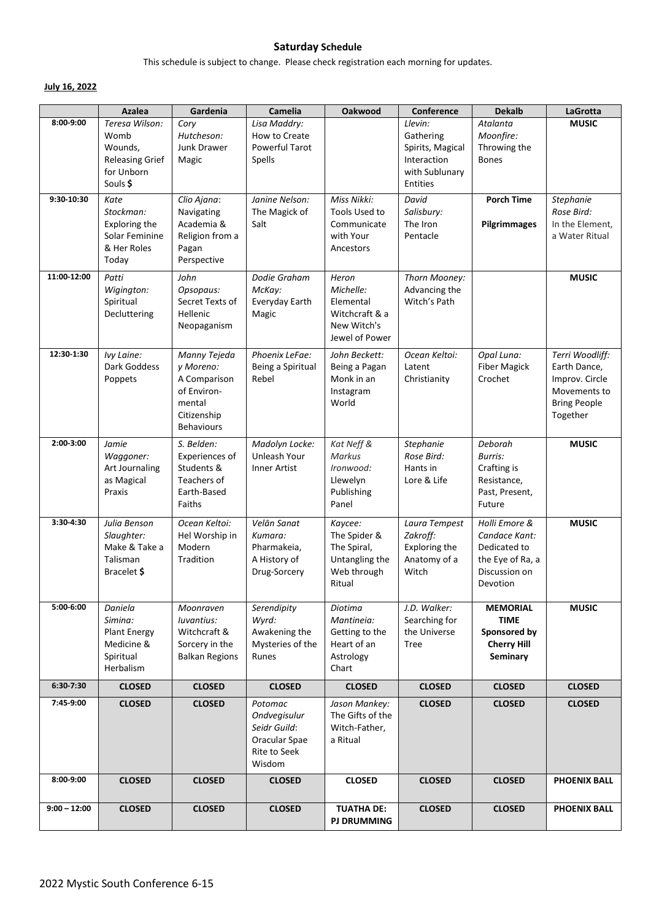## **Saturday** Schedule

This schedule is subject to change. Please check registration each morning for updates.

**July 16, 2022**

| | Azalea | Gardenia | Camelia | Oakwood | Conference | Dekalb | LaGrotta |
|---|---|---|---|---|---|---|---|
| **8:00-9:00** | *Teresa Wilson:* Womb Wounds, Releasing Grief for Unborn Souls **$** | *Cory Hutcheson:* Junk Drawer Magic | *Lisa Maddry:* How to Create Powerful Tarot Spells | | *Llevin:* Gathering Spirits, Magical Interaction with Sublunary Entities | *Atalanta Moonfire:* Throwing the Bones | **MUSIC** |
| **9:30-10:30** | *Kate Stockman:* Exploring the Solar Feminine & Her Roles Today | *Clio Ajana*: Navigating Academia & Religion from a Pagan Perspective | *Janine Nelson:* The Magick of Salt | *Miss Nikki:* Tools Used to Communicate with Your Ancestors | *David Salisbury:* The Iron Pentacle | **Porch Time** **Pilgrimmages** | *Stephanie Rose Bird:* In the Element, a Water Ritual |
| **11:00-12:00** | *Patti Wigington:* Spiritual Decluttering | *John Opsopaus:* Secret Texts of Hellenic Neopaganism | *Dodie Graham McKay:* Everyday Earth Magic | *Heron Michelle:* Elemental Witchcraft & a New Witch's Jewel of Power | *Thorn Mooney:* Advancing the Witch's Path | | **MUSIC** |
| **12:30-1:30** | *Ivy Laine:* Dark Goddess Poppets | *Manny Tejeda y Moreno:* A Comparison of Environ-mental Citizenship Behaviours | *Phoenix LeFae:* Being a Spiritual Rebel | *John Beckett:* Being a Pagan Monk in an Instagram World | *Ocean Keltoi:* Latent Christianity | *Opal Luna:* Fiber Magick Crochet | *Terri Woodliff:* Earth Dance, Improv. Circle Movements to Bring People Together |
| **2:00-3:00** | *Jamie Waggoner:* Art Journaling as Magical Praxis | *S. Belden:* Experiences of Students & Teachers of Earth-Based Faiths | *Madolyn Locke:* Unleash Your Inner Artist | *Kat Neff & Markus Ironwood:* Llewelyn Publishing Panel | *Stephanie Rose Bird:* Hants in Lore & Life | *Deborah Burris:* Crafting is Resistance, Past, Present, Future | **MUSIC** |
| **3:30-4:30** | *Julia Benson Slaughter:* Make & Take a Talisman Bracelet **$** | *Ocean Keltoi:* Hel Worship in Modern Tradition | *Velān Sanat Kumara:* Pharmakeia, A History of Drug-Sorcery | *Kaycee:* The Spider & The Spiral, Untangling the Web through Ritual | *Laura Tempest Zakroff:* Exploring the Anatomy of a Witch | *Holli Emore & Candace Kant:* Dedicated to the Eye of Ra, a Discussion on Devotion | **MUSIC** |
| **5:00-6:00** | *Daniela Simina:* Plant Energy Medicine & Spiritual Herbalism | *Moonraven Iuvantius:* Witchcraft & Sorcery in the Balkan Regions | *Serendipity Wyrd:* Awakening the Mysteries of the Runes | *Diotima Mantineia:* Getting to the Heart of an Astrology Chart | *J.D. Walker:* Searching for the Universe Tree | **MEMORIAL TIME Sponsored by Cherry Hill Seminary** | **MUSIC** |
| **6:30-7:30** | **CLOSED** | **CLOSED** | **CLOSED** | **CLOSED** | **CLOSED** | **CLOSED** | **CLOSED** |
| **7:45-9:00** | **CLOSED** | **CLOSED** | *Potomac Ondvegisulur Seidr Guild*: Oracular Spae Rite to Seek Wisdom | *Jason Mankey:* The Gifts of the Witch-Father, a Ritual | **CLOSED** | **CLOSED** | **CLOSED** |
| **8:00-9:00** | **CLOSED** | **CLOSED** | **CLOSED** | **CLOSED** | **CLOSED** | **CLOSED** | **PHOENIX BALL** |
| **9:00 – 12:00** | **CLOSED** | **CLOSED** | **CLOSED** | **TUATHA DE: PJ DRUMMING** | **CLOSED** | **CLOSED** | **PHOENIX BALL** |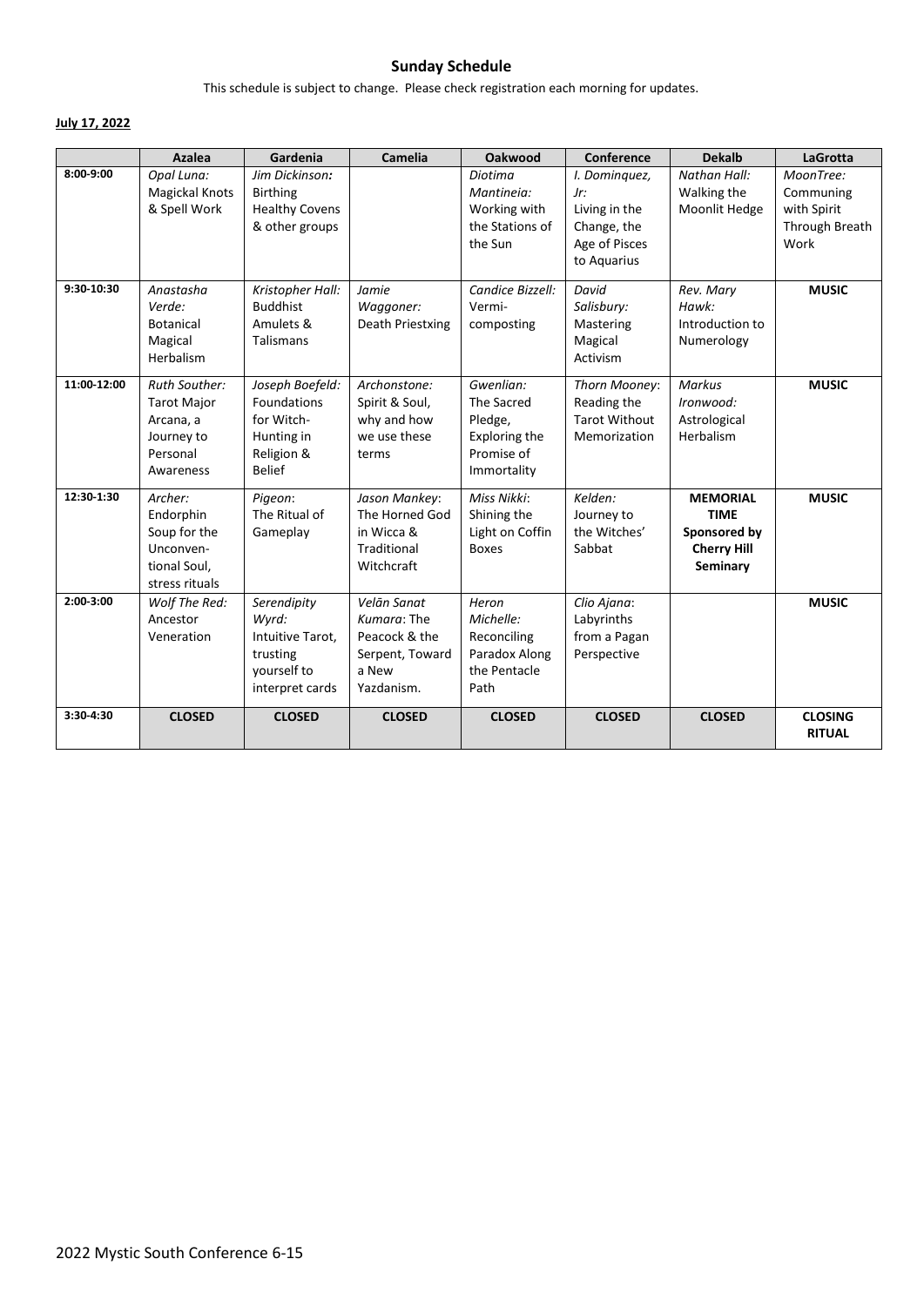**Sunday Schedule**

This schedule is subject to change. Please check registration each morning for updates.

**July 17, 2022**

| | Azalea | Gardenia | Camelia | Oakwood | Conference | Dekalb | LaGrotta |
|---|---|---|---|---|---|---|---|
| **8:00-9:00** | *Opal Luna:* Magickal Knots & Spell Work | *Jim Dickinson:* Birthing Healthy Covens & other groups | | *Diotima Mantineia:* Working with the Stations of the Sun | *I. Dominquez, Jr:* Living in the Change, the Age of Pisces to Aquarius | *Nathan Hall:* Walking the Moonlit Hedge | *MoonTree:* Communing with Spirit Through Breath Work |
| **9:30-10:30** | *Anastasha Verde:* Botanical Magical Herbalism | *Kristopher Hall:* Buddhist Amulets & Talismans | *Jamie Waggoner:* Death Priestxing | *Candice Bizzell:* Vermi-composting | *David Salisbury:* Mastering Magical Activism | *Rev. Mary Hawk:* Introduction to Numerology | **MUSIC** |
| **11:00-12:00** | *Ruth Souther:* Tarot Major Arcana, a Journey to Personal Awareness | *Joseph Boefeld:* Foundations for Witch-Hunting in Religion & Belief | *Archonstone:* Spirit & Soul, why and how we use these terms | *Gwenlian:* The Sacred Pledge, Exploring the Promise of Immortality | *Thorn Mooney*: Reading the Tarot Without Memorization | *Markus Ironwood:* Astrological Herbalism | **MUSIC** |
| **12:30-1:30** | *Archer:* Endorphin Soup for the Unconven-tional Soul, stress rituals | *Pigeon*: The Ritual of Gameplay | *Jason Mankey*: The Horned God in Wicca & Traditional Witchcraft | *Miss Nikki*: Shining the Light on Coffin Boxes | *Kelden:* Journey to the Witches' Sabbat | **MEMORIAL TIME Sponsored by Cherry Hill Seminary** | **MUSIC** |
| **2:00-3:00** | *Wolf The Red:* Ancestor Veneration | *Serendipity Wyrd:* Intuitive Tarot, trusting yourself to interpret cards | *Velān Sanat Kumara*: The Peacock & the Serpent, Toward a New Yazdanism. | *Heron Michelle:* Reconciling Paradox Along the Pentacle Path | *Clio Ajana*: Labyrinths from a Pagan Perspective | | **MUSIC** |
| **3:30-4:30** | **CLOSED** | **CLOSED** | **CLOSED** | **CLOSED** | **CLOSED** | **CLOSED** | **CLOSING RITUAL** |